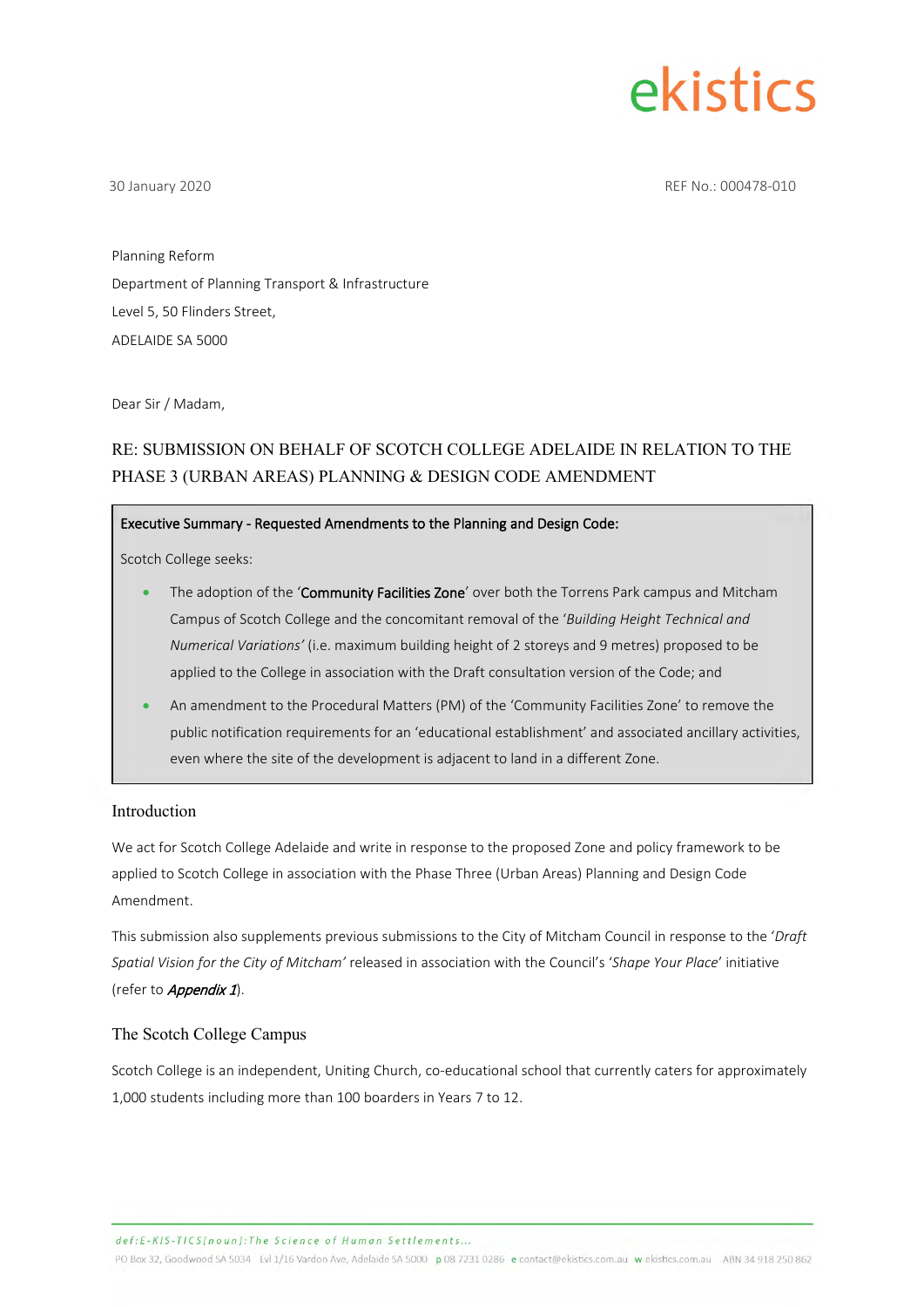ekistics

30 January 2020

REF No.: 000478-010

Planning Reform
Department of Planning Transport & Infrastructure
Level 5, 50 Flinders Street,
ADELAIDE SA 5000

Dear Sir / Madam,

## RE: SUBMISSION ON BEHALF OF SCOTCH COLLEGE ADELAIDE IN RELATION TO THE PHASE 3 (URBAN AREAS) PLANNING & DESIGN CODE AMENDMENT

**Executive Summary - Requested Amendments to the Planning and Design Code:**

Scotch College seeks:

- The adoption of the '**Community Facilities Zone**' over both the Torrens Park campus and Mitcham Campus of Scotch College and the concomitant removal of the '*Building Height Technical and Numerical Variations'* (i.e. maximum building height of 2 storeys and 9 metres) proposed to be applied to the College in association with the Draft consultation version of the Code; and
- An amendment to the Procedural Matters (PM) of the 'Community Facilities Zone' to remove the public notification requirements for an 'educational establishment' and associated ancillary activities, even where the site of the development is adjacent to land in a different Zone.

## Introduction

We act for Scotch College Adelaide and write in response to the proposed Zone and policy framework to be applied to Scotch College in association with the Phase Three (Urban Areas) Planning and Design Code Amendment.

This submission also supplements previous submissions to the City of Mitcham Council in response to the '*Draft Spatial Vision for the City of Mitcham'* released in association with the Council's '*Shape Your Place*' initiative (refer to ***Appendix 1***).

## The Scotch College Campus

Scotch College is an independent, Uniting Church, co-educational school that currently caters for approximately 1,000 students including more than 100 boarders in Years 7 to 12.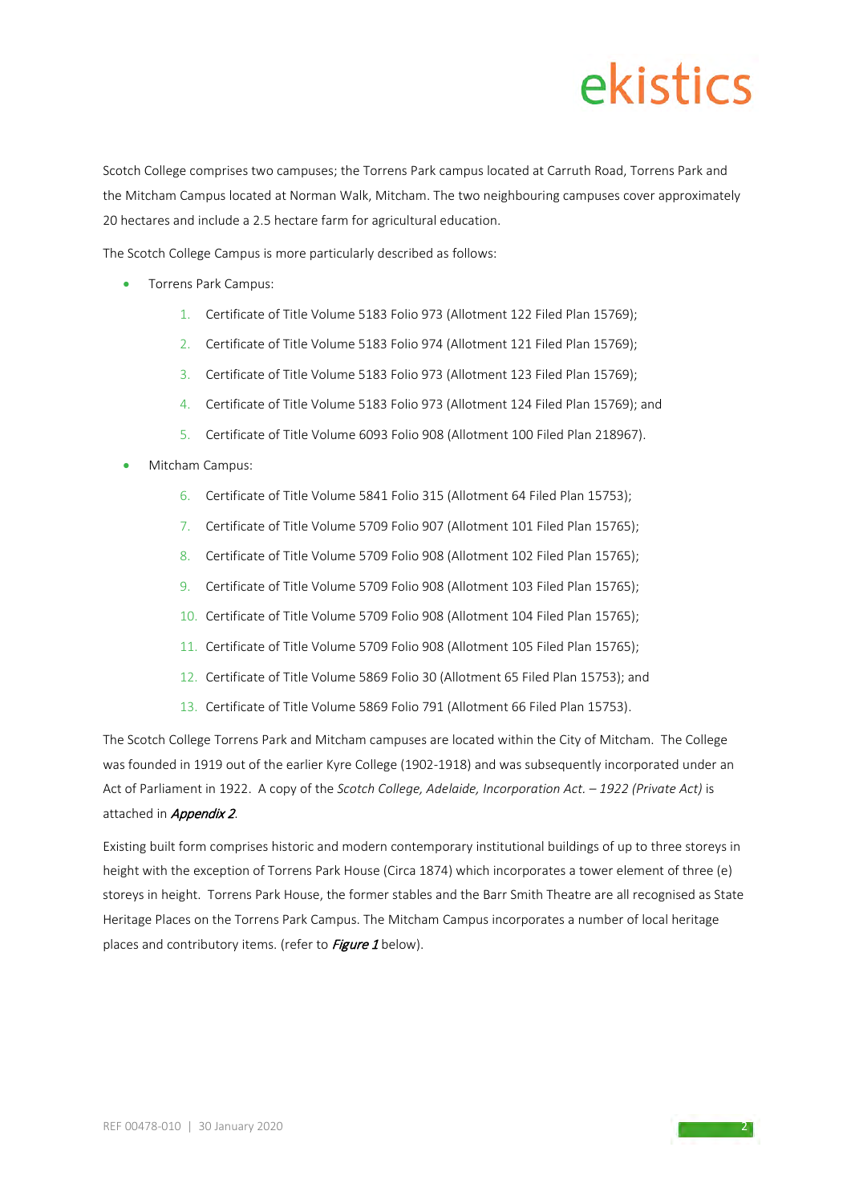Scotch College comprises two campuses; the Torrens Park campus located at Carruth Road, Torrens Park and the Mitcham Campus located at Norman Walk, Mitcham. The two neighbouring campuses cover approximately 20 hectares and include a 2.5 hectare farm for agricultural education.

The Scotch College Campus is more particularly described as follows:

- Torrens Park Campus:
    1. Certificate of Title Volume 5183 Folio 973 (Allotment 122 Filed Plan 15769);
    2. Certificate of Title Volume 5183 Folio 974 (Allotment 121 Filed Plan 15769);
    3. Certificate of Title Volume 5183 Folio 973 (Allotment 123 Filed Plan 15769);
    4. Certificate of Title Volume 5183 Folio 973 (Allotment 124 Filed Plan 15769); and
    5. Certificate of Title Volume 6093 Folio 908 (Allotment 100 Filed Plan 218967).
- Mitcham Campus:
    6. Certificate of Title Volume 5841 Folio 315 (Allotment 64 Filed Plan 15753);
    7. Certificate of Title Volume 5709 Folio 907 (Allotment 101 Filed Plan 15765);
    8. Certificate of Title Volume 5709 Folio 908 (Allotment 102 Filed Plan 15765);
    9. Certificate of Title Volume 5709 Folio 908 (Allotment 103 Filed Plan 15765);
    10. Certificate of Title Volume 5709 Folio 908 (Allotment 104 Filed Plan 15765);
    11. Certificate of Title Volume 5709 Folio 908 (Allotment 105 Filed Plan 15765);
    12. Certificate of Title Volume 5869 Folio 30 (Allotment 65 Filed Plan 15753); and
    13. Certificate of Title Volume 5869 Folio 791 (Allotment 66 Filed Plan 15753).

The Scotch College Torrens Park and Mitcham campuses are located within the City of Mitcham. The College was founded in 1919 out of the earlier Kyre College (1902-1918) and was subsequently incorporated under an Act of Parliament in 1922. A copy of the *Scotch College, Adelaide, Incorporation Act. – 1922 (Private Act)* is attached in ***Appendix 2***.

Existing built form comprises historic and modern contemporary institutional buildings of up to three storeys in height with the exception of Torrens Park House (Circa 1874) which incorporates a tower element of three (e) storeys in height. Torrens Park House, the former stables and the Barr Smith Theatre are all recognised as State Heritage Places on the Torrens Park Campus. The Mitcham Campus incorporates a number of local heritage places and contributory items. (refer to ***Figure 1*** below).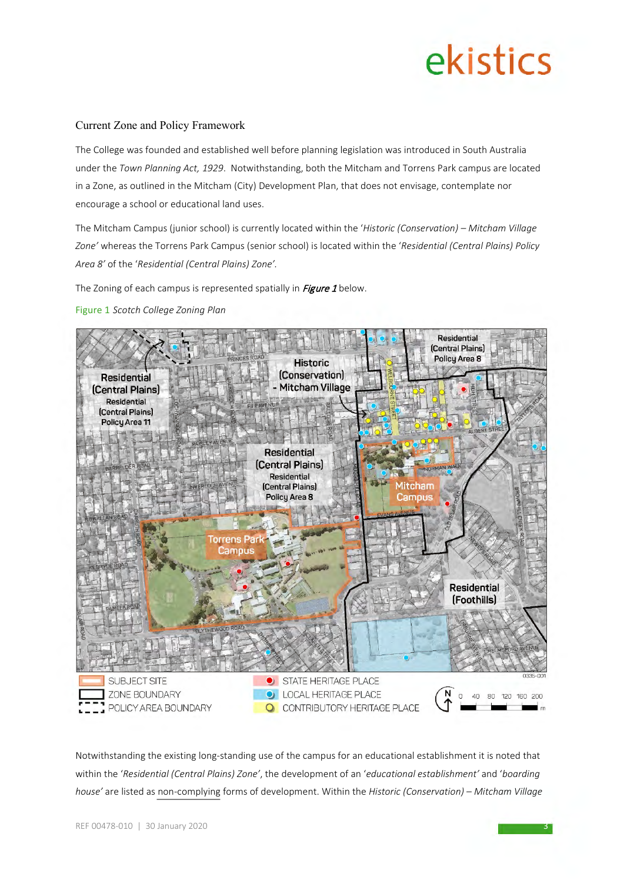## Current Zone and Policy Framework

The College was founded and established well before planning legislation was introduced in South Australia under the *Town Planning Act, 1929*. Notwithstanding, both the Mitcham and Torrens Park campus are located in a Zone, as outlined in the Mitcham (City) Development Plan, that does not envisage, contemplate nor encourage a school or educational land uses.

The Mitcham Campus (junior school) is currently located within the '*Historic (Conservation) – Mitcham Village Zone*' whereas the Torrens Park Campus (senior school) is located within the '*Residential (Central Plains) Policy Area 8*' of the '*Residential (Central Plains) Zone*'.

The Zoning of each campus is represented spatially in ***Figure 1*** below.

Figure 1 *Scotch College Zoning Plan*

Notwithstanding the existing long-standing use of the campus for an educational establishment it is noted that within the '*Residential (Central Plains) Zone*', the development of an '*educational establishment*' and '*boarding house*' are listed as non-complying forms of development. Within the *Historic (Conservation) – Mitcham Village*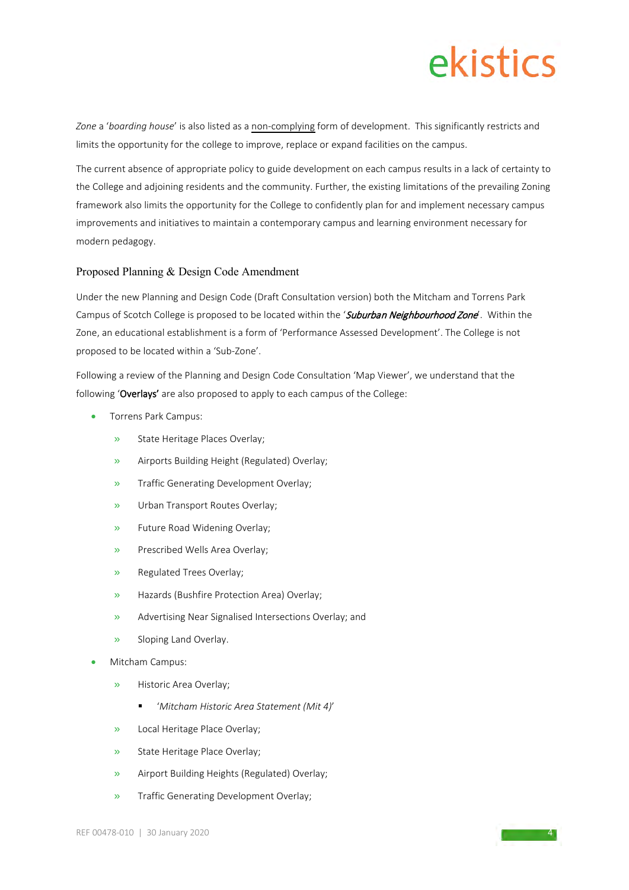*Zone* a '*boarding house*' is also listed as a non-complying form of development. This significantly restricts and limits the opportunity for the college to improve, replace or expand facilities on the campus.

The current absence of appropriate policy to guide development on each campus results in a lack of certainty to the College and adjoining residents and the community. Further, the existing limitations of the prevailing Zoning framework also limits the opportunity for the College to confidently plan for and implement necessary campus improvements and initiatives to maintain a contemporary campus and learning environment necessary for modern pedagogy.

## Proposed Planning & Design Code Amendment

Under the new Planning and Design Code (Draft Consultation version) both the Mitcham and Torrens Park Campus of Scotch College is proposed to be located within the '***Suburban Neighbourhood Zone***'. Within the Zone, an educational establishment is a form of 'Performance Assessed Development'. The College is not proposed to be located within a 'Sub-Zone'.

Following a review of the Planning and Design Code Consultation 'Map Viewer', we understand that the following '**Overlays'** are also proposed to apply to each campus of the College:

- Torrens Park Campus:
  - State Heritage Places Overlay;
  - Airports Building Height (Regulated) Overlay;
  - Traffic Generating Development Overlay;
  - Urban Transport Routes Overlay;
  - Future Road Widening Overlay;
  - Prescribed Wells Area Overlay;
  - Regulated Trees Overlay;
  - Hazards (Bushfire Protection Area) Overlay;
  - Advertising Near Signalised Intersections Overlay; and
  - Sloping Land Overlay.
- Mitcham Campus:
  - Historic Area Overlay;
    - *'Mitcham Historic Area Statement (Mit 4)'*
  - Local Heritage Place Overlay;
  - State Heritage Place Overlay;
  - Airport Building Heights (Regulated) Overlay;
  - Traffic Generating Development Overlay;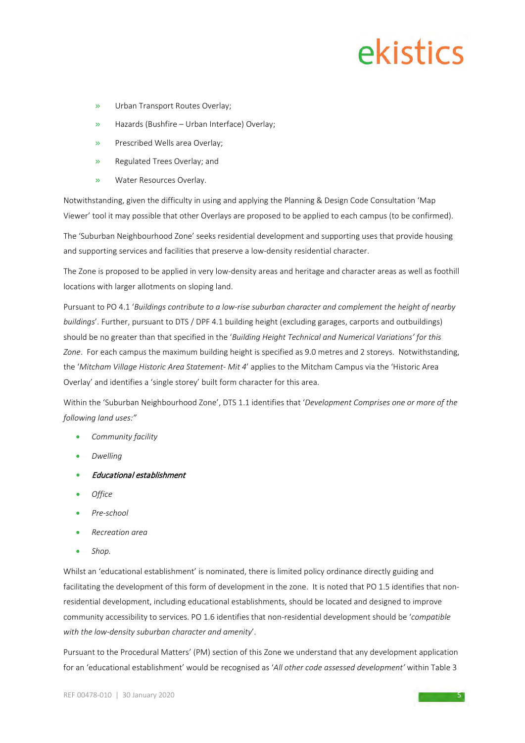- Urban Transport Routes Overlay;
- Hazards (Bushfire – Urban Interface) Overlay;
- Prescribed Wells area Overlay;
- Regulated Trees Overlay; and
- Water Resources Overlay.

Notwithstanding, given the difficulty in using and applying the Planning & Design Code Consultation 'Map Viewer' tool it may possible that other Overlays are proposed to be applied to each campus (to be confirmed).

The 'Suburban Neighbourhood Zone' seeks residential development and supporting uses that provide housing and supporting services and facilities that preserve a low-density residential character.

The Zone is proposed to be applied in very low-density areas and heritage and character areas as well as foothill locations with larger allotments on sloping land.

Pursuant to PO 4.1 '*Buildings contribute to a low-rise suburban character and complement the height of nearby buildings*'. Further, pursuant to DTS / DPF 4.1 building height (excluding garages, carports and outbuildings) should be no greater than that specified in the '*Building Height Technical and Numerical Variations' for this Zone*. For each campus the maximum building height is specified as 9.0 metres and 2 storeys. Notwithstanding, the '*Mitcham Village Historic Area Statement- Mit 4*' applies to the Mitcham Campus via the 'Historic Area Overlay' and identifies a 'single storey' built form character for this area.

Within the 'Suburban Neighbourhood Zone', DTS 1.1 identifies that '*Development Comprises one or more of the following land uses:"*

- *Community facility*
- *Dwelling*
- *Educational establishment*
- *Office*
- *Pre-school*
- *Recreation area*
- *Shop.*

Whilst an 'educational establishment' is nominated, there is limited policy ordinance directly guiding and facilitating the development of this form of development in the zone. It is noted that PO 1.5 identifies that non-residential development, including educational establishments, should be located and designed to improve community accessibility to services. PO 1.6 identifies that non-residential development should be '*compatible with the low-density suburban character and amenity*'.

Pursuant to the Procedural Matters' (PM) section of this Zone we understand that any development application for an 'educational establishment' would be recognised as '*All other code assessed development'* within Table 3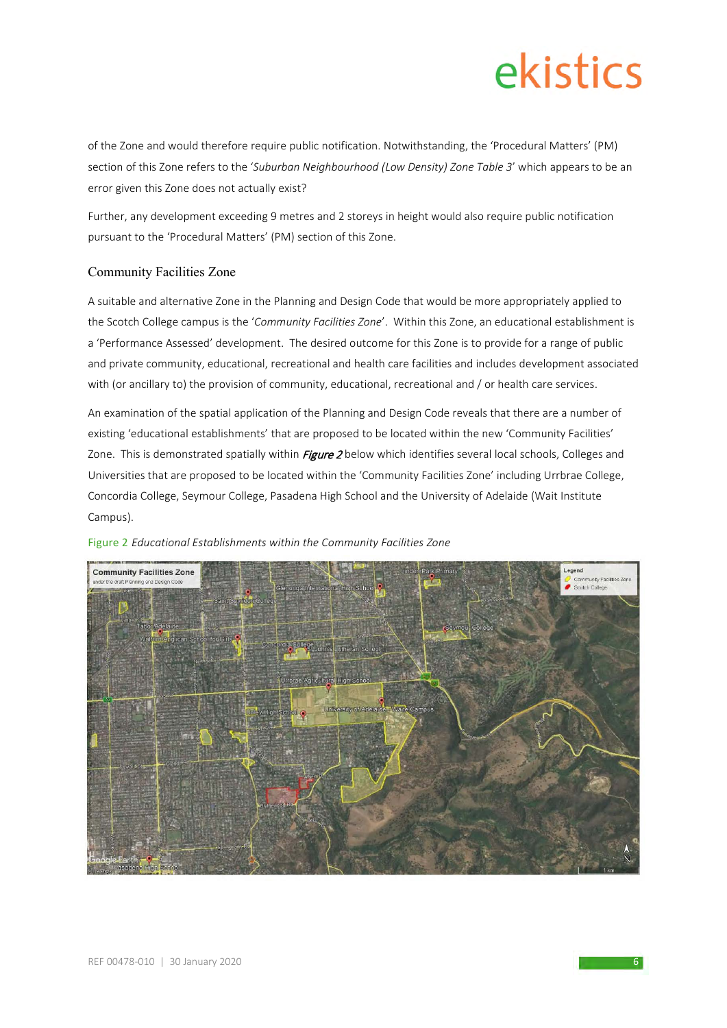of the Zone and would therefore require public notification. Notwithstanding, the 'Procedural Matters' (PM) section of this Zone refers to the '*Suburban Neighbourhood (Low Density) Zone Table 3*' which appears to be an error given this Zone does not actually exist?

Further, any development exceeding 9 metres and 2 storeys in height would also require public notification pursuant to the 'Procedural Matters' (PM) section of this Zone.

## Community Facilities Zone

A suitable and alternative Zone in the Planning and Design Code that would be more appropriately applied to the Scotch College campus is the '*Community Facilities Zone*'. Within this Zone, an educational establishment is a 'Performance Assessed' development. The desired outcome for this Zone is to provide for a range of public and private community, educational, recreational and health care facilities and includes development associated with (or ancillary to) the provision of community, educational, recreational and / or health care services.

An examination of the spatial application of the Planning and Design Code reveals that there are a number of existing 'educational establishments' that are proposed to be located within the new 'Community Facilities' Zone. This is demonstrated spatially within ***Figure 2*** below which identifies several local schools, Colleges and Universities that are proposed to be located within the 'Community Facilities Zone' including Urrbrae College, Concordia College, Seymour College, Pasadena High School and the University of Adelaide (Wait Institute Campus).

Figure 2 *Educational Establishments within the Community Facilities Zone*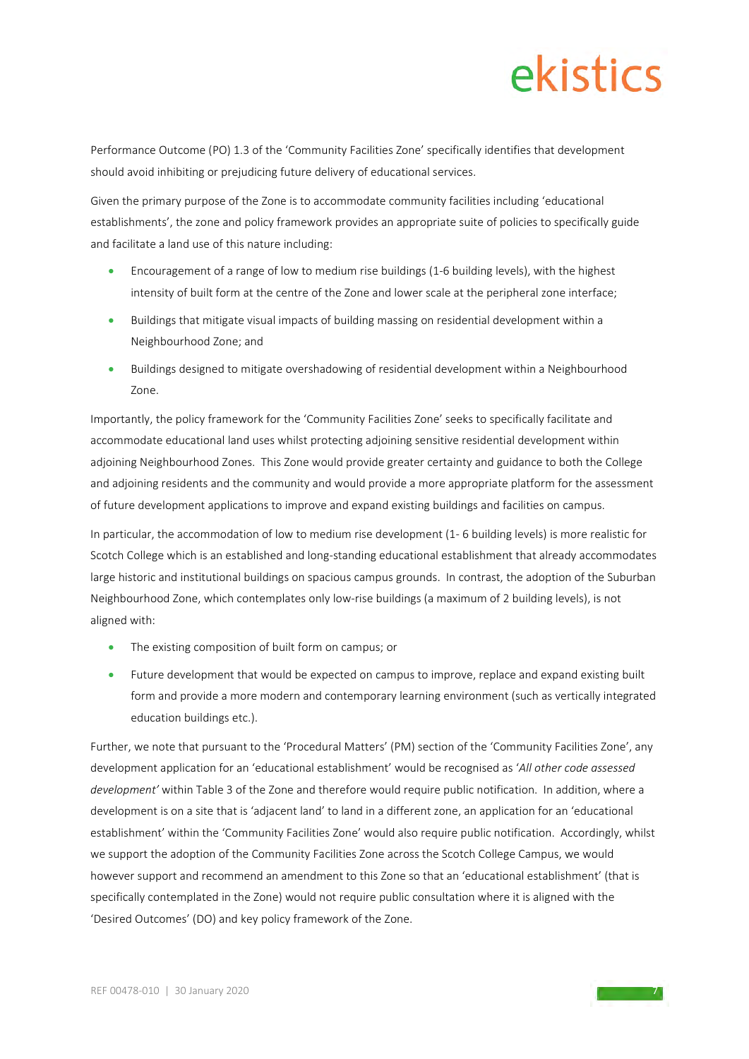Performance Outcome (PO) 1.3 of the 'Community Facilities Zone' specifically identifies that development should avoid inhibiting or prejudicing future delivery of educational services.

Given the primary purpose of the Zone is to accommodate community facilities including 'educational establishments', the zone and policy framework provides an appropriate suite of policies to specifically guide and facilitate a land use of this nature including:

- Encouragement of a range of low to medium rise buildings (1-6 building levels), with the highest intensity of built form at the centre of the Zone and lower scale at the peripheral zone interface;
- Buildings that mitigate visual impacts of building massing on residential development within a Neighbourhood Zone; and
- Buildings designed to mitigate overshadowing of residential development within a Neighbourhood Zone.

Importantly, the policy framework for the 'Community Facilities Zone' seeks to specifically facilitate and accommodate educational land uses whilst protecting adjoining sensitive residential development within adjoining Neighbourhood Zones. This Zone would provide greater certainty and guidance to both the College and adjoining residents and the community and would provide a more appropriate platform for the assessment of future development applications to improve and expand existing buildings and facilities on campus.

In particular, the accommodation of low to medium rise development (1- 6 building levels) is more realistic for Scotch College which is an established and long-standing educational establishment that already accommodates large historic and institutional buildings on spacious campus grounds. In contrast, the adoption of the Suburban Neighbourhood Zone, which contemplates only low-rise buildings (a maximum of 2 building levels), is not aligned with:

- The existing composition of built form on campus; or
- Future development that would be expected on campus to improve, replace and expand existing built form and provide a more modern and contemporary learning environment (such as vertically integrated education buildings etc.).

Further, we note that pursuant to the 'Procedural Matters' (PM) section of the 'Community Facilities Zone', any development application for an 'educational establishment' would be recognised as '*All other code assessed development*' within Table 3 of the Zone and therefore would require public notification. In addition, where a development is on a site that is 'adjacent land' to land in a different zone, an application for an 'educational establishment' within the 'Community Facilities Zone' would also require public notification. Accordingly, whilst we support the adoption of the Community Facilities Zone across the Scotch College Campus, we would however support and recommend an amendment to this Zone so that an 'educational establishment' (that is specifically contemplated in the Zone) would not require public consultation where it is aligned with the 'Desired Outcomes' (DO) and key policy framework of the Zone.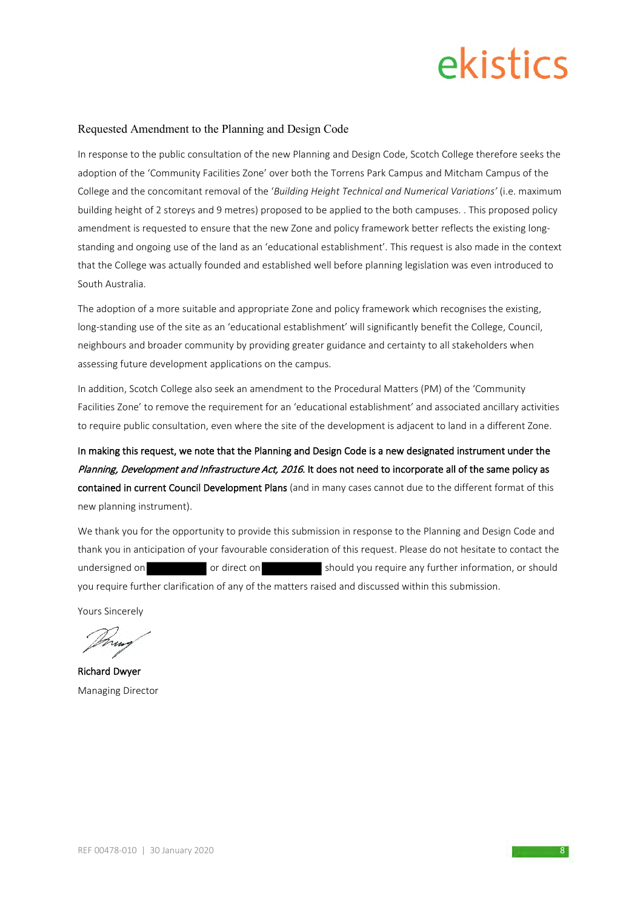## Requested Amendment to the Planning and Design Code

In response to the public consultation of the new Planning and Design Code, Scotch College therefore seeks the adoption of the 'Community Facilities Zone' over both the Torrens Park Campus and Mitcham Campus of the College and the concomitant removal of the '*Building Height Technical and Numerical Variations'* (i.e. maximum building height of 2 storeys and 9 metres) proposed to be applied to the both campuses. . This proposed policy amendment is requested to ensure that the new Zone and policy framework better reflects the existing long-standing and ongoing use of the land as an 'educational establishment'. This request is also made in the context that the College was actually founded and established well before planning legislation was even introduced to South Australia.

The adoption of a more suitable and appropriate Zone and policy framework which recognises the existing, long-standing use of the site as an 'educational establishment' will significantly benefit the College, Council, neighbours and broader community by providing greater guidance and certainty to all stakeholders when assessing future development applications on the campus.

In addition, Scotch College also seek an amendment to the Procedural Matters (PM) of the 'Community Facilities Zone' to remove the requirement for an 'educational establishment' and associated ancillary activities to require public consultation, even where the site of the development is adjacent to land in a different Zone.

**In making this request, we note that the Planning and Design Code is a new designated instrument under the *Planning, Development and Infrastructure Act, 2016.* It does not need to incorporate all of the same policy as contained in current Council Development Plans** (and in many cases cannot due to the different format of this new planning instrument).

We thank you for the opportunity to provide this submission in response to the Planning and Design Code and thank you in anticipation of your favourable consideration of this request. Please do not hesitate to contact the undersigned on [REDACTED] or direct on [REDACTED] should you require any further information, or should you require further clarification of any of the matters raised and discussed within this submission.

Yours Sincerely

**Richard Dwyer**
Managing Director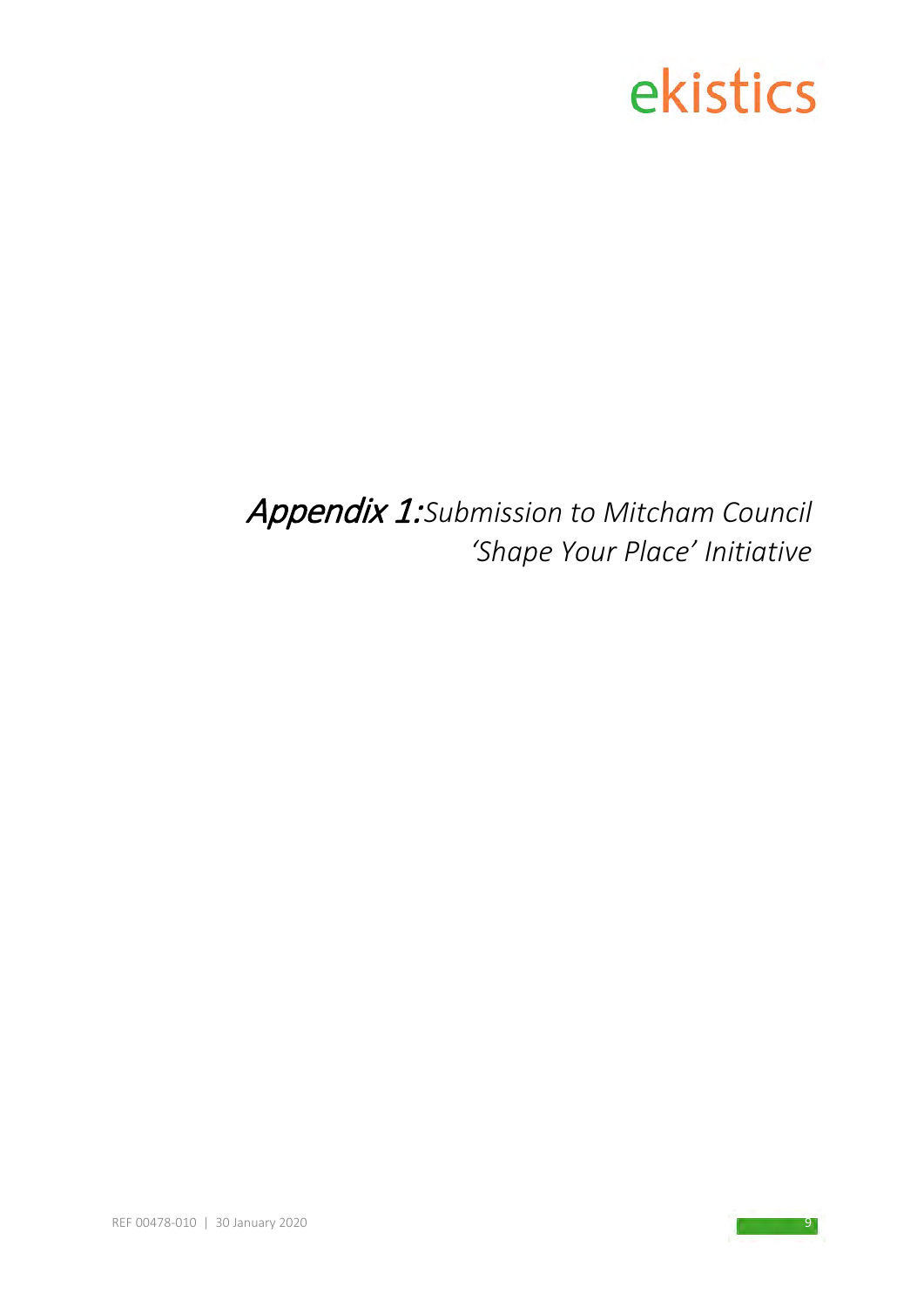# *Appendix 1: Submission to Mitcham Council 'Shape Your Place' Initiative*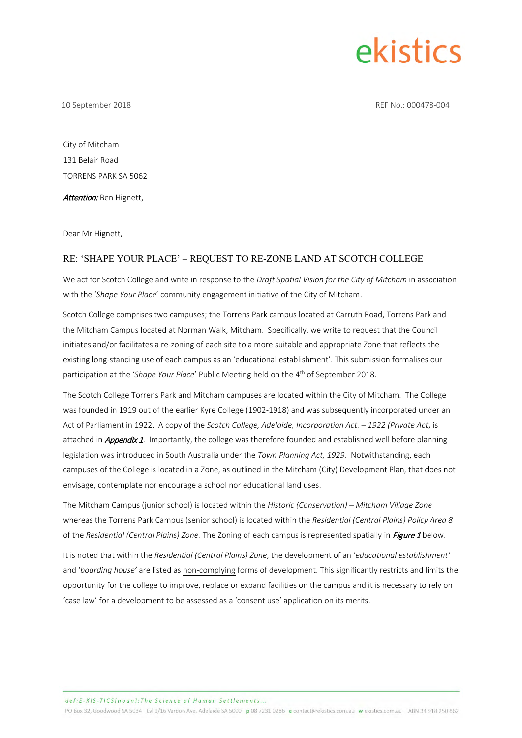ekistics

10 September 2018

REF No.: 000478-004

City of Mitcham
131 Belair Road
TORRENS PARK SA 5062

***Attention:*** Ben Hignett,

Dear Mr Hignett,

## RE: 'SHAPE YOUR PLACE' – REQUEST TO RE-ZONE LAND AT SCOTCH COLLEGE

We act for Scotch College and write in response to the *Draft Spatial Vision for the City of Mitcham* in association with the '*Shape Your Place*' community engagement initiative of the City of Mitcham.

Scotch College comprises two campuses; the Torrens Park campus located at Carruth Road, Torrens Park and the Mitcham Campus located at Norman Walk, Mitcham. Specifically, we write to request that the Council initiates and/or facilitates a re-zoning of each site to a more suitable and appropriate Zone that reflects the existing long-standing use of each campus as an 'educational establishment'. This submission formalises our participation at the '*Shape Your Place*' Public Meeting held on the 4th of September 2018.

The Scotch College Torrens Park and Mitcham campuses are located within the City of Mitcham. The College was founded in 1919 out of the earlier Kyre College (1902-1918) and was subsequently incorporated under an Act of Parliament in 1922. A copy of the *Scotch College, Adelaide, Incorporation Act. – 1922 (Private Act)* is attached in ***Appendix 1***. Importantly, the college was therefore founded and established well before planning legislation was introduced in South Australia under the *Town Planning Act, 1929*. Notwithstanding, each campuses of the College is located in a Zone, as outlined in the Mitcham (City) Development Plan, that does not envisage, contemplate nor encourage a school nor educational land uses.

The Mitcham Campus (junior school) is located within the *Historic (Conservation) – Mitcham Village Zone* whereas the Torrens Park Campus (senior school) is located within the *Residential (Central Plains) Policy Area 8* of the *Residential (Central Plains) Zone.* The Zoning of each campus is represented spatially in ***Figure 1*** below.

It is noted that within the *Residential (Central Plains) Zone*, the development of an '*educational establishment'* and '*boarding house'* are listed as non-complying forms of development. This significantly restricts and limits the opportunity for the college to improve, replace or expand facilities on the campus and it is necessary to rely on 'case law' for a development to be assessed as a 'consent use' application on its merits.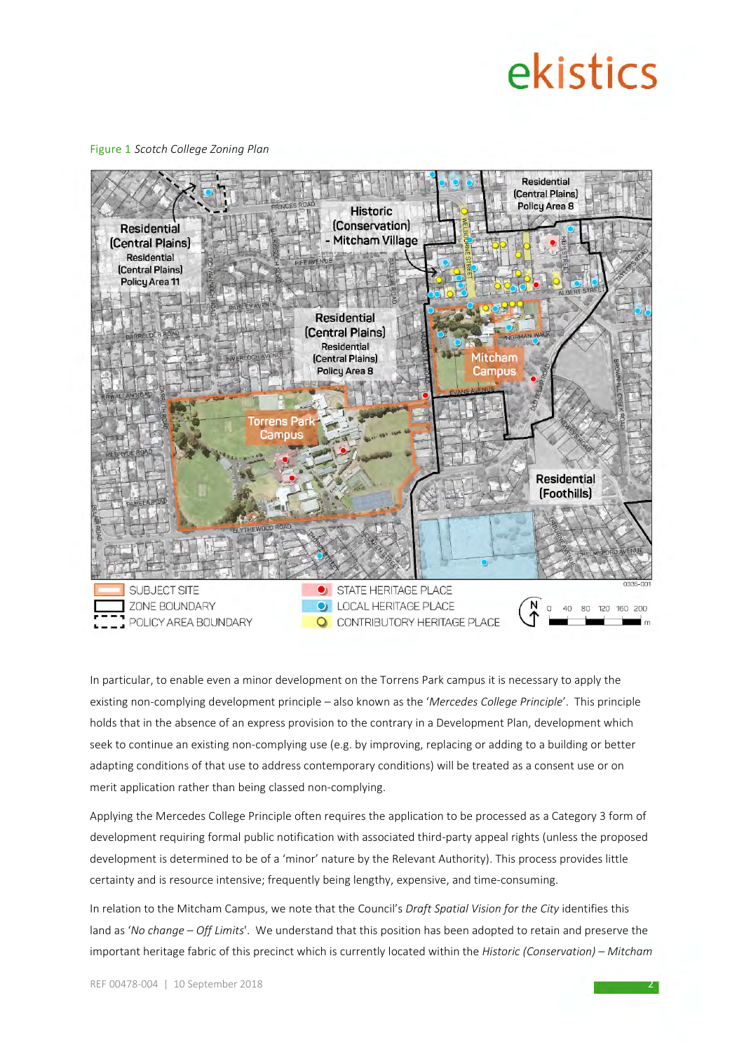Figure 1 *Scotch College Zoning Plan*

In particular, to enable even a minor development on the Torrens Park campus it is necessary to apply the existing non-complying development principle – also known as the '*Mercedes College Principle*'. This principle holds that in the absence of an express provision to the contrary in a Development Plan, development which seek to continue an existing non-complying use (e.g. by improving, replacing or adding to a building or better adapting conditions of that use to address contemporary conditions) will be treated as a consent use or on merit application rather than being classed non-complying.

Applying the Mercedes College Principle often requires the application to be processed as a Category 3 form of development requiring formal public notification with associated third-party appeal rights (unless the proposed development is determined to be of a 'minor' nature by the Relevant Authority). This process provides little certainty and is resource intensive; frequently being lengthy, expensive, and time-consuming.

In relation to the Mitcham Campus, we note that the Council's *Draft Spatial Vision for the City* identifies this land as '*No change – Off Limits*'. We understand that this position has been adopted to retain and preserve the important heritage fabric of this precinct which is currently located within the *Historic (Conservation) – Mitcham*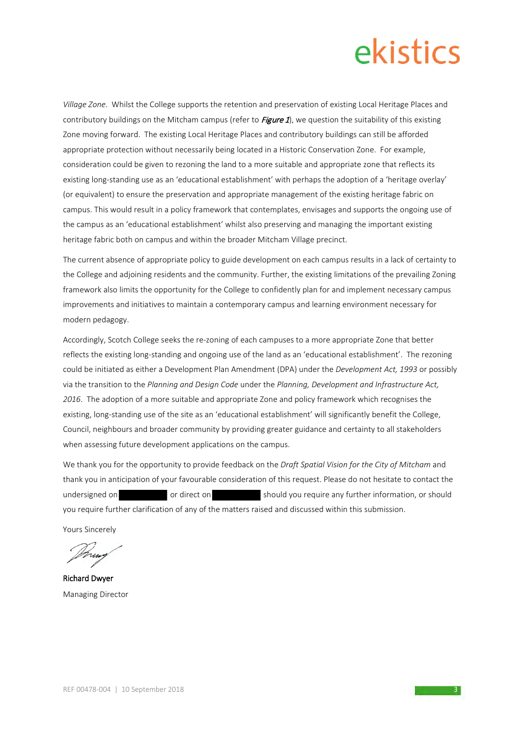*Village Zone*. Whilst the College supports the retention and preservation of existing Local Heritage Places and contributory buildings on the Mitcham campus (refer to ***Figure 1***), we question the suitability of this existing Zone moving forward. The existing Local Heritage Places and contributory buildings can still be afforded appropriate protection without necessarily being located in a Historic Conservation Zone. For example, consideration could be given to rezoning the land to a more suitable and appropriate zone that reflects its existing long-standing use as an 'educational establishment' with perhaps the adoption of a 'heritage overlay' (or equivalent) to ensure the preservation and appropriate management of the existing heritage fabric on campus. This would result in a policy framework that contemplates, envisages and supports the ongoing use of the campus as an 'educational establishment' whilst also preserving and managing the important existing heritage fabric both on campus and within the broader Mitcham Village precinct.

The current absence of appropriate policy to guide development on each campus results in a lack of certainty to the College and adjoining residents and the community. Further, the existing limitations of the prevailing Zoning framework also limits the opportunity for the College to confidently plan for and implement necessary campus improvements and initiatives to maintain a contemporary campus and learning environment necessary for modern pedagogy.

Accordingly, Scotch College seeks the re-zoning of each campuses to a more appropriate Zone that better reflects the existing long-standing and ongoing use of the land as an 'educational establishment'. The rezoning could be initiated as either a Development Plan Amendment (DPA) under the *Development Act, 1993* or possibly via the transition to the *Planning and Design Code* under the *Planning, Development and Infrastructure Act, 2016*. The adoption of a more suitable and appropriate Zone and policy framework which recognises the existing, long-standing use of the site as an 'educational establishment' will significantly benefit the College, Council, neighbours and broader community by providing greater guidance and certainty to all stakeholders when assessing future development applications on the campus.

We thank you for the opportunity to provide feedback on the *Draft Spatial Vision for the City of Mitcham* and thank you in anticipation of your favourable consideration of this request. Please do not hesitate to contact the undersigned on [redacted] or direct on [redacted] should you require any further information, or should you require further clarification of any of the matters raised and discussed within this submission.

Yours Sincerely

Richard Dwyer
Managing Director

REF 00478-004 | 10 September 2018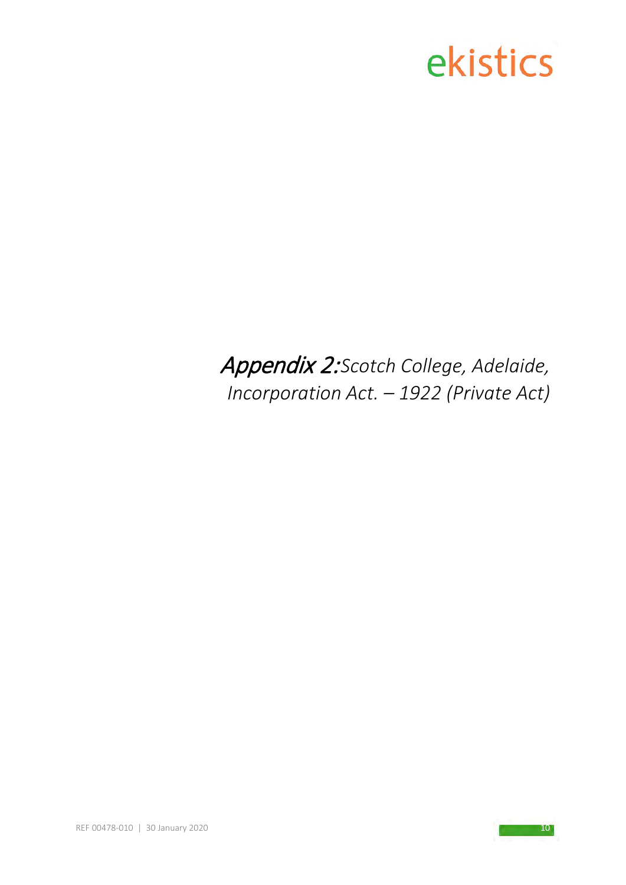# *Appendix 2: Scotch College, Adelaide, Incorporation Act. – 1922 (Private Act)*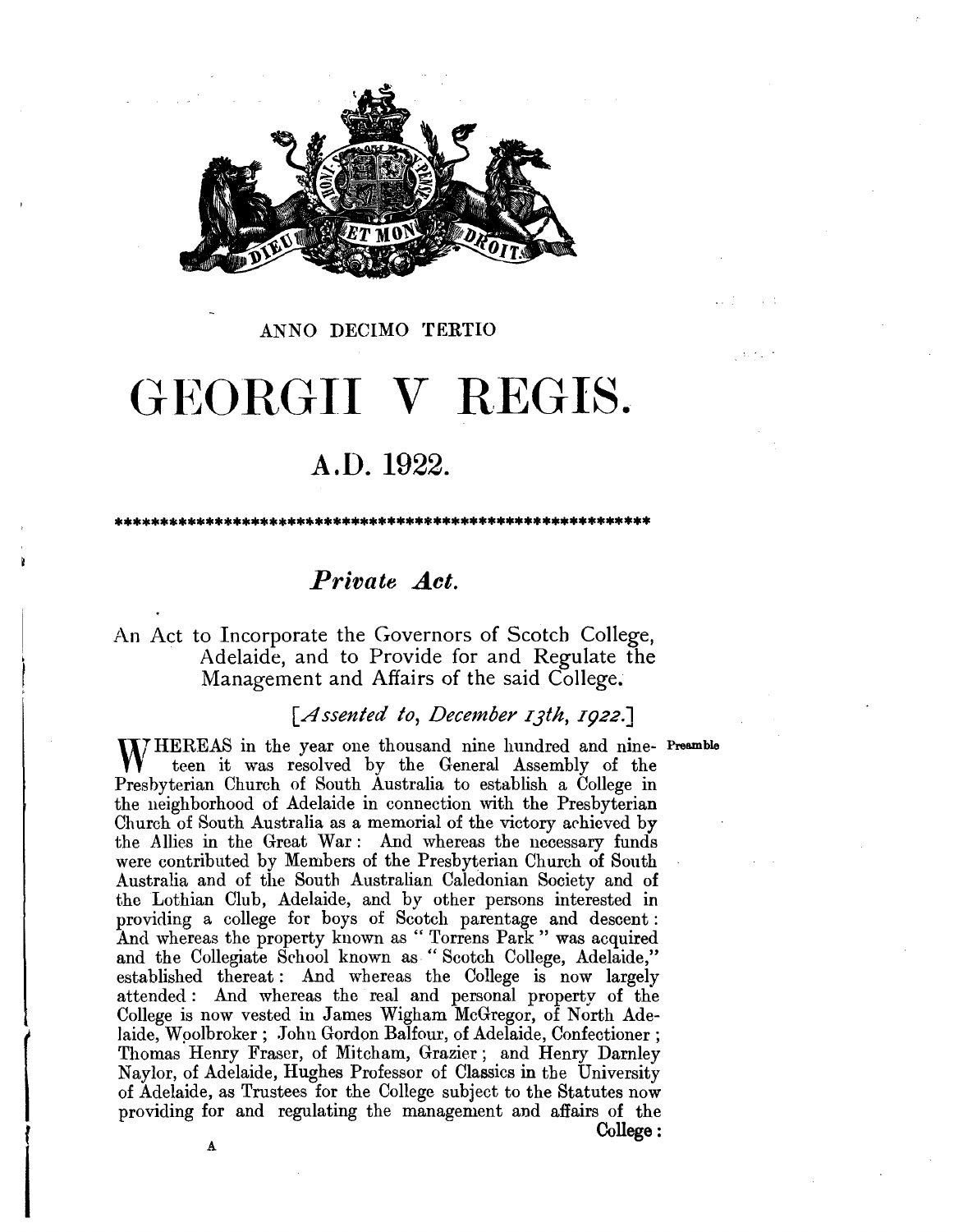ANNO DECIMO TERTIO

# GEORGII V REGIS.

## A.D. 1922.

************************************************************

### *Private Act.*

An Act to Incorporate the Governors of Scotch College, Adelaide, and to Provide for and Regulate the Management and Affairs of the said College.

[*Assented to, December 13th, 1922.*]

Preamble

WHEREAS in the year one thousand nine hundred and nineteen it was resolved by the General Assembly of the Presbyterian Church of South Australia to establish a College in the neighborhood of Adelaide in connection with the Presbyterian Church of South Australia as a memorial of the victory achieved by the Allies in the Great War: And whereas the necessary funds were contributed by Members of the Presbyterian Church of South Australia and of the South Australian Caledonian Society and of the Lothian Club, Adelaide, and by other persons interested in providing a college for boys of Scotch parentage and descent: And whereas the property known as "Torrens Park" was acquired and the Collegiate School known as "Scotch College, Adelaide," established thereat: And whereas the College is now largely attended: And whereas the real and personal property of the College is now vested in James Wigham McGregor, of North Adelaide, Woolbroker; John Gordon Balfour, of Adelaide, Confectioner; Thomas Henry Fraser, of Mitcham, Grazier; and Henry Darnley Naylor, of Adelaide, Hughes Professor of Classics in the University of Adelaide, as Trustees for the College subject to the Statutes now providing for and regulating the management and affairs of the College: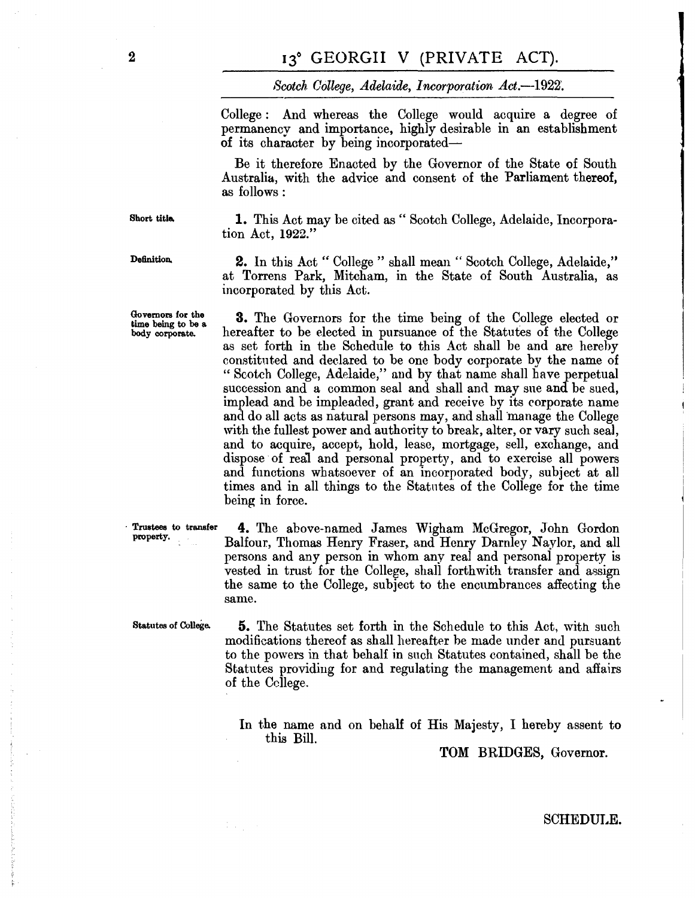College: And whereas the College would acquire a degree of permanency and importance, highly desirable in an establishment of its character by being incorporated—

Be it therefore Enacted by the Governor of the State of South Australia, with the advice and consent of the Parliament thereof, as follows:

*Short title.*

**1.** This Act may be cited as "Scotch College, Adelaide, Incorporation Act, 1922."

*Definition.*

**2.** In this Act "College" shall mean "Scotch College, Adelaide," at Torrens Park, Mitcham, in the State of South Australia, as incorporated by this Act.

*Governors for the time being to be a body corporate.*

**3.** The Governors for the time being of the College elected or hereafter to be elected in pursuance of the Statutes of the College as set forth in the Schedule to this Act shall be and are hereby constituted and declared to be one body corporate by the name of "Scotch College, Adelaide," and by that name shall have perpetual succession and a common seal and shall and may sue and be sued, implead and be impleaded, grant and receive by its corporate name and do all acts as natural persons may, and shall manage the College with the fullest power and authority to break, alter, or vary such seal, and to acquire, accept, hold, lease, mortgage, sell, exchange, and dispose of real and personal property, and to exercise all powers and functions whatsoever of an incorporated body, subject at all times and in all things to the Statutes of the College for the time being in force.

*Trustees to transfer property.*

**4.** The above-named James Wigham McGregor, John Gordon Balfour, Thomas Henry Fraser, and Henry Darnley Naylor, and all persons and any person in whom any real and personal property is vested in trust for the College, shall forthwith transfer and assign the same to the College, subject to the encumbrances affecting the same.

*Statutes of College.*

**5.** The Statutes set forth in the Schedule to this Act, with such modifications thereof as shall hereafter be made under and pursuant to the powers in that behalf in such Statutes contained, shall be the Statutes providing for and regulating the management and affairs of the College.

In the name and on behalf of His Majesty, I hereby assent to this Bill.

**TOM BRIDGES, Governor.**

SCHEDULE.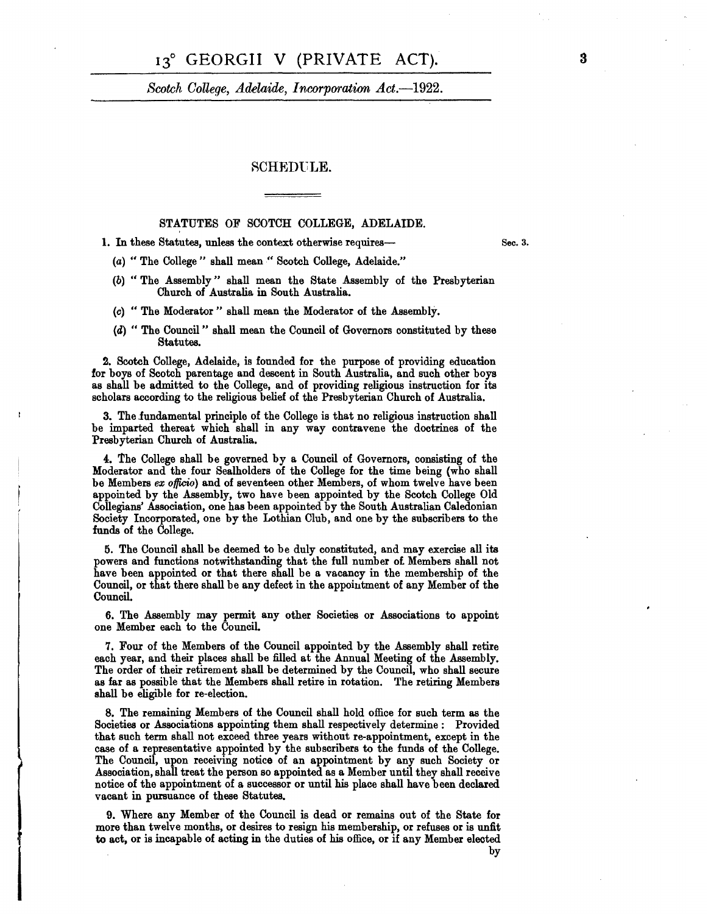## SCHEDULE.

### STATUTES OF SCOTCH COLLEGE, ADELAIDE.

1. In these Statutes, unless the context otherwise requires— Sec. 3.

(a) "The College" shall mean "Scotch College, Adelaide."

(b) "The Assembly" shall mean the State Assembly of the Presbyterian Church of Australia in South Australia.

(c) "The Moderator" shall mean the Moderator of the Assembly.

(d) "The Council" shall mean the Council of Governors constituted by these Statutes.

2. Scotch College, Adelaide, is founded for the purpose of providing education for boys of Scotch parentage and descent in South Australia, and such other boys as shall be admitted to the College, and of providing religious instruction for its scholars according to the religious belief of the Presbyterian Church of Australia.

3. The fundamental principle of the College is that no religious instruction shall be imparted thereat which shall in any way contravene the doctrines of the Presbyterian Church of Australia.

4. The College shall be governed by a Council of Governors, consisting of the Moderator and the four Sealholders of the College for the time being (who shall be Members *ex officio*) and of seventeen other Members, of whom twelve have been appointed by the Assembly, two have been appointed by the Scotch College Old Collegians' Association, one has been appointed by the South Australian Caledonian Society Incorporated, one by the Lothian Club, and one by the subscribers to the funds of the College.

5. The Council shall be deemed to be duly constituted, and may exercise all its powers and functions notwithstanding that the full number of Members shall not have been appointed or that there shall be a vacancy in the membership of the Council, or that there shall be any defect in the appointment of any Member of the Council.

6. The Assembly may permit any other Societies or Associations to appoint one Member each to the Council.

7. Four of the Members of the Council appointed by the Assembly shall retire each year, and their places shall be filled at the Annual Meeting of the Assembly. The order of their retirement shall be determined by the Council, who shall secure as far as possible that the Members shall retire in rotation. The retiring Members shall be eligible for re-election.

8. The remaining Members of the Council shall hold office for such term as the Societies or Associations appointing them shall respectively determine: Provided that such term shall not exceed three years without re-appointment, except in the case of a representative appointed by the subscribers to the funds of the College. The Council, upon receiving notice of an appointment by any such Society or Association, shall treat the person so appointed as a Member until they shall receive notice of the appointment of a successor or until his place shall have been declared vacant in pursuance of these Statutes.

9. Where any Member of the Council is dead or remains out of the State for more than twelve months, or desires to resign his membership, or refuses or is unfit to act, or is incapable of acting in the duties of his office, or if any Member elected by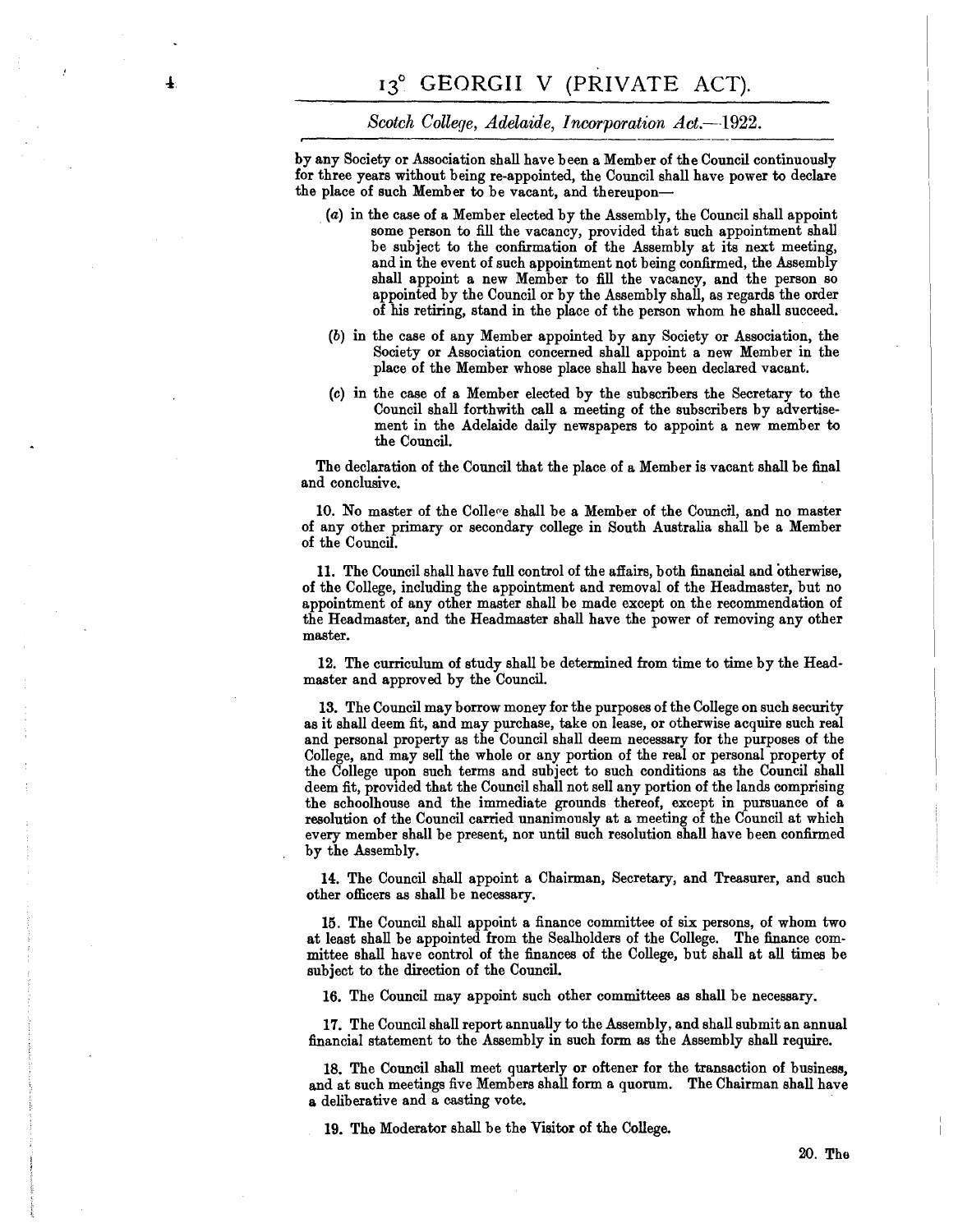by any Society or Association shall have been a Member of the Council continuously for three years without being re-appointed, the Council shall have power to declare the place of such Member to be vacant, and thereupon—

(a) in the case of a Member elected by the Assembly, the Council shall appoint some person to fill the vacancy, provided that such appointment shall be subject to the confirmation of the Assembly at its next meeting, and in the event of such appointment not being confirmed, the Assembly shall appoint a new Member to fill the vacancy, and the person so appointed by the Council or by the Assembly shall, as regards the order of his retiring, stand in the place of the person whom he shall succeed.

(b) in the case of any Member appointed by any Society or Association, the Society or Association concerned shall appoint a new Member in the place of the Member whose place shall have been declared vacant.

(c) in the case of a Member elected by the subscribers the Secretary to the Council shall forthwith call a meeting of the subscribers by advertisement in the Adelaide daily newspapers to appoint a new member to the Council.

The declaration of the Council that the place of a Member is vacant shall be final and conclusive.

10. No master of the College shall be a Member of the Council, and no master of any other primary or secondary college in South Australia shall be a Member of the Council.

11. The Council shall have full control of the affairs, both financial and otherwise, of the College, including the appointment and removal of the Headmaster, but no appointment of any other master shall be made except on the recommendation of the Headmaster, and the Headmaster shall have the power of removing any other master.

12. The curriculum of study shall be determined from time to time by the Headmaster and approved by the Council.

13. The Council may borrow money for the purposes of the College on such security as it shall deem fit, and may purchase, take on lease, or otherwise acquire such real and personal property as the Council shall deem necessary for the purposes of the College, and may sell the whole or any portion of the real or personal property of the College upon such terms and subject to such conditions as the Council shall deem fit, provided that the Council shall not sell any portion of the lands comprising the schoolhouse and the immediate grounds thereof, except in pursuance of a resolution of the Council carried unanimously at a meeting of the Council at which every member shall be present, nor until such resolution shall have been confirmed by the Assembly.

14. The Council shall appoint a Chairman, Secretary, and Treasurer, and such other officers as shall be necessary.

15. The Council shall appoint a finance committee of six persons, of whom two at least shall be appointed from the Sealholders of the College. The finance committee shall have control of the finances of the College, but shall at all times be subject to the direction of the Council.

16. The Council may appoint such other committees as shall be necessary.

17. The Council shall report annually to the Assembly, and shall submit an annual financial statement to the Assembly in such form as the Assembly shall require.

18. The Council shall meet quarterly or oftener for the transaction of business, and at such meetings five Members shall form a quorum. The Chairman shall have a deliberative and a casting vote.

19. The Moderator shall be the Visitor of the College.

20. The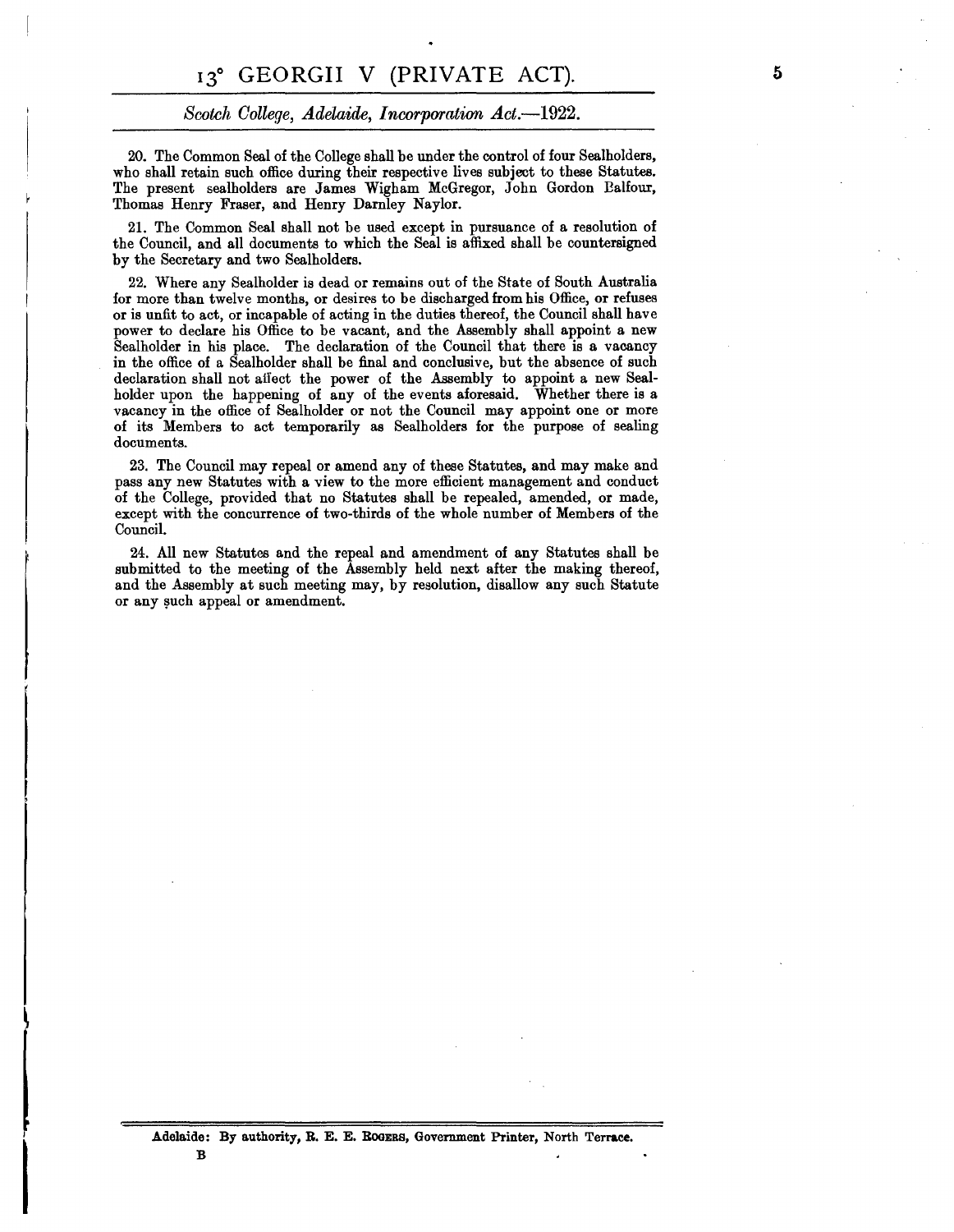20. The Common Seal of the College shall be under the control of four Sealholders, who shall retain such office during their respective lives subject to these Statutes. The present sealholders are James Wigham McGregor, John Gordon Balfour, Thomas Henry Fraser, and Henry Darnley Naylor.

21. The Common Seal shall not be used except in pursuance of a resolution of the Council, and all documents to which the Seal is affixed shall be countersigned by the Secretary and two Sealholders.

22. Where any Sealholder is dead or remains out of the State of South Australia for more than twelve months, or desires to be discharged from his Office, or refuses or is unfit to act, or incapable of acting in the duties thereof, the Council shall have power to declare his Office to be vacant, and the Assembly shall appoint a new Sealholder in his place. The declaration of the Council that there is a vacancy in the office of a Sealholder shall be final and conclusive, but the absence of such declaration shall not affect the power of the Assembly to appoint a new Sealholder upon the happening of any of the events aforesaid. Whether there is a vacancy in the office of Sealholder or not the Council may appoint one or more of its Members to act temporarily as Sealholders for the purpose of sealing documents.

23. The Council may repeal or amend any of these Statutes, and may make and pass any new Statutes with a view to the more efficient management and conduct of the College, provided that no Statutes shall be repealed, amended, or made, except with the concurrence of two-thirds of the whole number of Members of the Council.

24. All new Statutes and the repeal and amendment of any Statutes shall be submitted to the meeting of the Assembly held next after the making thereof, and the Assembly at such meeting may, by resolution, disallow any such Statute or any such appeal or amendment.

Adelaide: By authority, R. E. E. Rogers, Government Printer, North Terrace.